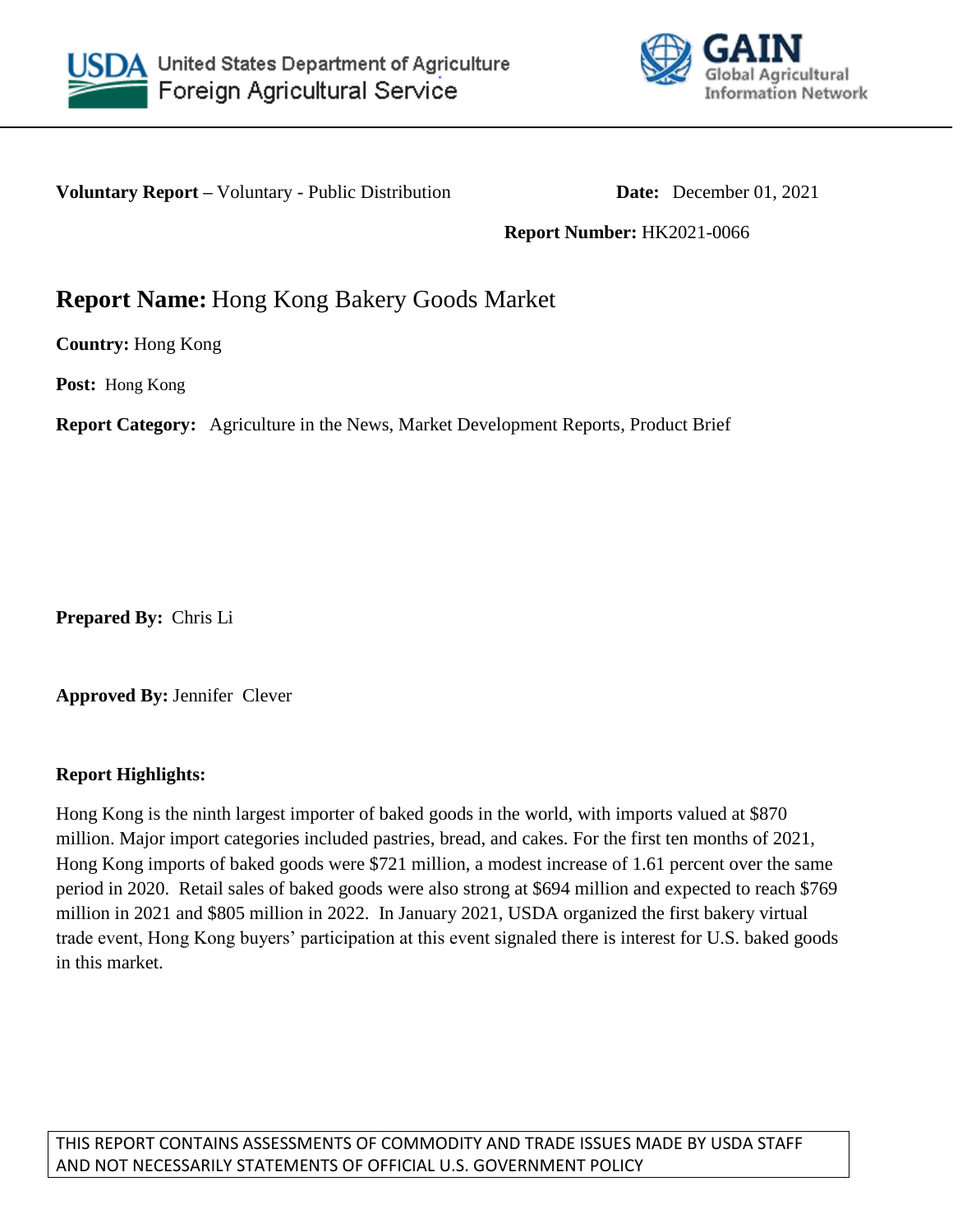USDA United States Department of Agriculture
Foreign Agricultural Service

GAIN Global Agricultural Information Network

**Voluntary Report –** Voluntary - Public Distribution **Date:** December 01, 2021

**Report Number:** HK2021-0066

# **Report Name:** Hong Kong Bakery Goods Market

**Country:** Hong Kong

**Post:** Hong Kong

**Report Category:** Agriculture in the News, Market Development Reports, Product Brief

**Prepared By:** Chris Li

**Approved By:** Jennifer Clever

**Report Highlights:**

Hong Kong is the ninth largest importer of baked goods in the world, with imports valued at $870 million. Major import categories included pastries, bread, and cakes. For the first ten months of 2021, Hong Kong imports of baked goods were $721 million, a modest increase of 1.61 percent over the same period in 2020. Retail sales of baked goods were also strong at $694 million and expected to reach $769 million in 2021 and $805 million in 2022. In January 2021, USDA organized the first bakery virtual trade event, Hong Kong buyers' participation at this event signaled there is interest for U.S. baked goods in this market.

THIS REPORT CONTAINS ASSESSMENTS OF COMMODITY AND TRADE ISSUES MADE BY USDA STAFF AND NOT NECESSARILY STATEMENTS OF OFFICIAL U.S. GOVERNMENT POLICY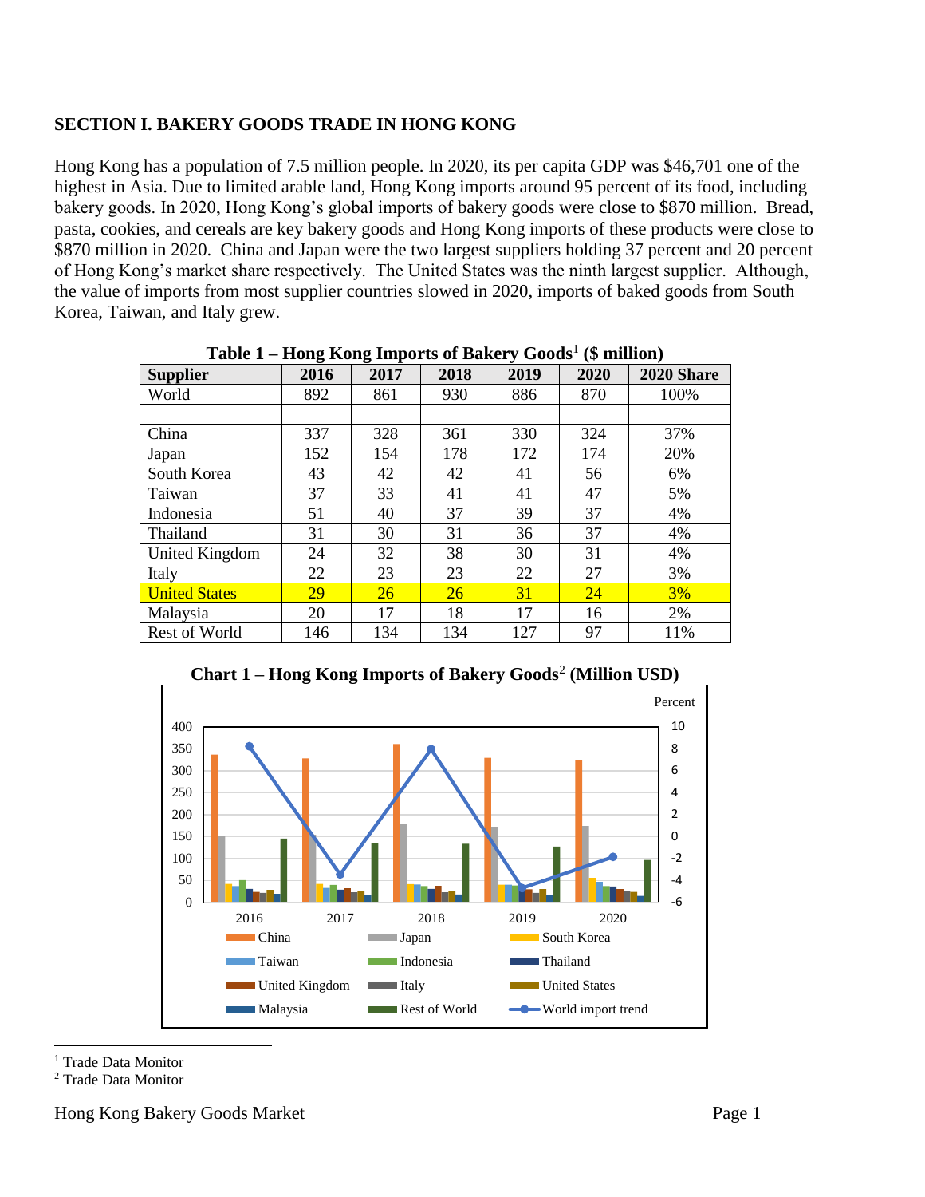## SECTION I. BAKERY GOODS TRADE IN HONG KONG

Hong Kong has a population of 7.5 million people. In 2020, its per capita GDP was $46,701 one of the highest in Asia. Due to limited arable land, Hong Kong imports around 95 percent of its food, including bakery goods. In 2020, Hong Kong's global imports of bakery goods were close to $870 million. Bread, pasta, cookies, and cereals are key bakery goods and Hong Kong imports of these products were close to $870 million in 2020. China and Japan were the two largest suppliers holding 37 percent and 20 percent of Hong Kong's market share respectively. The United States was the ninth largest supplier. Although, the value of imports from most supplier countries slowed in 2020, imports of baked goods from South Korea, Taiwan, and Italy grew.

**Table 1 – Hong Kong Imports of Bakery Goods[1] ($ million)**

| Supplier | 2016 | 2017 | 2018 | 2019 | 2020 | 2020 Share |
|---|---|---|---|---|---|---|
| World | 892 | 861 | 930 | 886 | 870 | 100% |
| | | | | | | |
| China | 337 | 328 | 361 | 330 | 324 | 37% |
| Japan | 152 | 154 | 178 | 172 | 174 | 20% |
| South Korea | 43 | 42 | 42 | 41 | 56 | 6% |
| Taiwan | 37 | 33 | 41 | 41 | 47 | 5% |
| Indonesia | 51 | 40 | 37 | 39 | 37 | 4% |
| Thailand | 31 | 30 | 31 | 36 | 37 | 4% |
| United Kingdom | 24 | 32 | 38 | 30 | 31 | 4% |
| Italy | 22 | 23 | 23 | 22 | 27 | 3% |
| United States | 29 | 26 | 26 | 31 | 24 | 3% |
| Malaysia | 20 | 17 | 18 | 17 | 16 | 2% |
| Rest of World | 146 | 134 | 134 | 127 | 97 | 11% |

**Chart 1 – Hong Kong Imports of Bakery Goods[2] (Million USD)**

[1] Trade Data Monitor

[2] Trade Data Monitor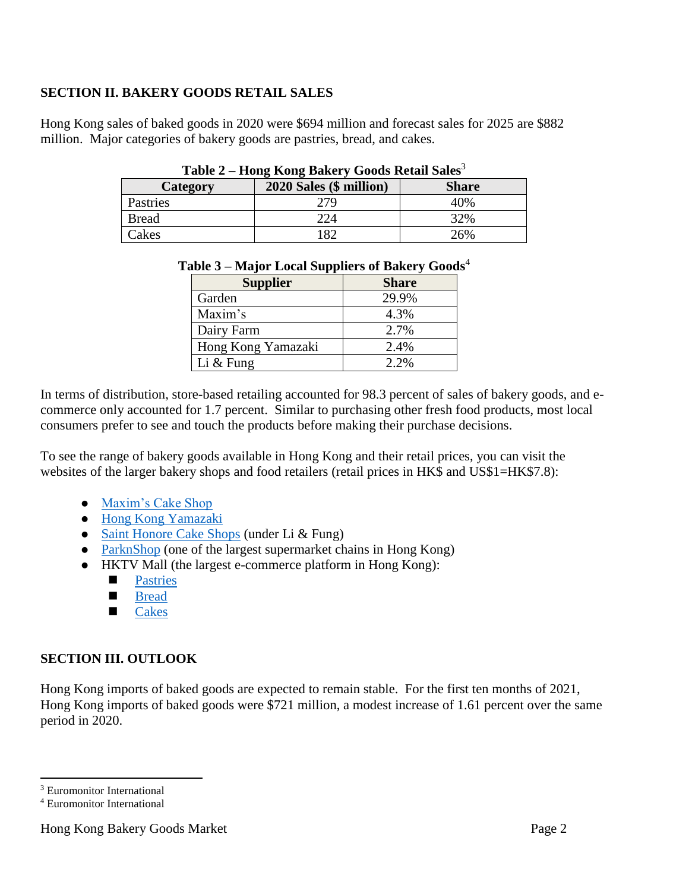## SECTION II. BAKERY GOODS RETAIL SALES

Hong Kong sales of baked goods in 2020 were $694 million and forecast sales for 2025 are $882 million. Major categories of bakery goods are pastries, bread, and cakes.

**Table 2 – Hong Kong Bakery Goods Retail Sales**[3]

| Category | 2020 Sales ($ million) | Share |
|---|---|---|
| Pastries | 279 | 40% |
| Bread | 224 | 32% |
| Cakes | 182 | 26% |

**Table 3 – Major Local Suppliers of Bakery Goods**[4]

| Supplier | Share |
|---|---|
| Garden | 29.9% |
| Maxim's | 4.3% |
| Dairy Farm | 2.7% |
| Hong Kong Yamazaki | 2.4% |
| Li & Fung | 2.2% |

In terms of distribution, store-based retailing accounted for 98.3 percent of sales of bakery goods, and e-commerce only accounted for 1.7 percent. Similar to purchasing other fresh food products, most local consumers prefer to see and touch the products before making their purchase decisions.

To see the range of bakery goods available in Hong Kong and their retail prices, you can visit the websites of the larger bakery shops and food retailers (retail prices in HK$ and US$1=HK$7.8):

- Maxim's Cake Shop
- Hong Kong Yamazaki
- Saint Honore Cake Shops (under Li & Fung)
- ParknShop (one of the largest supermarket chains in Hong Kong)
- HKTV Mall (the largest e-commerce platform in Hong Kong):
  - Pastries
  - Bread
  - Cakes

## SECTION III. OUTLOOK

Hong Kong imports of baked goods are expected to remain stable. For the first ten months of 2021, Hong Kong imports of baked goods were $721 million, a modest increase of 1.61 percent over the same period in 2020.

[3] Euromonitor International

[4] Euromonitor International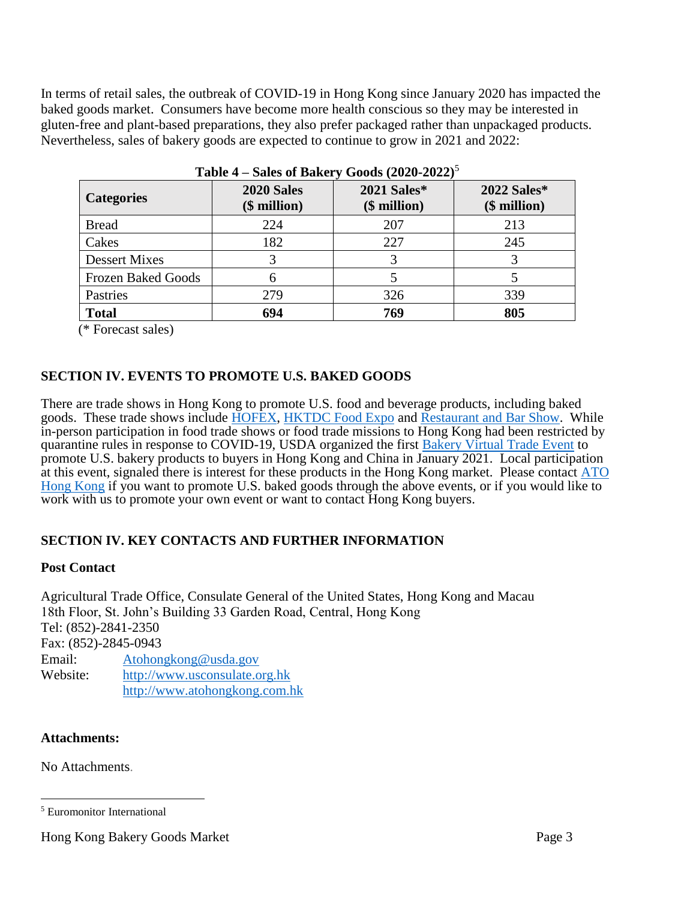In terms of retail sales, the outbreak of COVID-19 in Hong Kong since January 2020 has impacted the baked goods market. Consumers have become more health conscious so they may be interested in gluten-free and plant-based preparations, they also prefer packaged rather than unpackaged products. Nevertheless, sales of bakery goods are expected to continue to grow in 2021 and 2022:

**Table 4 – Sales of Bakery Goods (2020-2022)**[5]

| Categories | 2020 Sales ($ million) | 2021 Sales* ($ million) | 2022 Sales* ($ million) |
|---|---|---|---|
| Bread | 224 | 207 | 213 |
| Cakes | 182 | 227 | 245 |
| Dessert Mixes | 3 | 3 | 3 |
| Frozen Baked Goods | 6 | 5 | 5 |
| Pastries | 279 | 326 | 339 |
| **Total** | **694** | **769** | **805** |

(* Forecast sales)

## SECTION IV. EVENTS TO PROMOTE U.S. BAKED GOODS

There are trade shows in Hong Kong to promote U.S. food and beverage products, including baked goods. These trade shows include HOFEX, HKTDC Food Expo and Restaurant and Bar Show. While in-person participation in food trade shows or food trade missions to Hong Kong had been restricted by quarantine rules in response to COVID-19, USDA organized the first Bakery Virtual Trade Event to promote U.S. bakery products to buyers in Hong Kong and China in January 2021. Local participation at this event, signaled there is interest for these products in the Hong Kong market. Please contact ATO Hong Kong if you want to promote U.S. baked goods through the above events, or if you would like to work with us to promote your own event or want to contact Hong Kong buyers.

## SECTION IV. KEY CONTACTS AND FURTHER INFORMATION

### Post Contact

Agricultural Trade Office, Consulate General of the United States, Hong Kong and Macau
18th Floor, St. John's Building 33 Garden Road, Central, Hong Kong
Tel: (852)-2841-2350
Fax: (852)-2845-0943
Email: Atohongkong@usda.gov
Website: http://www.usconsulate.org.hk
http://www.atohongkong.com.hk

### Attachments:

No Attachments.

[5] Euromonitor International